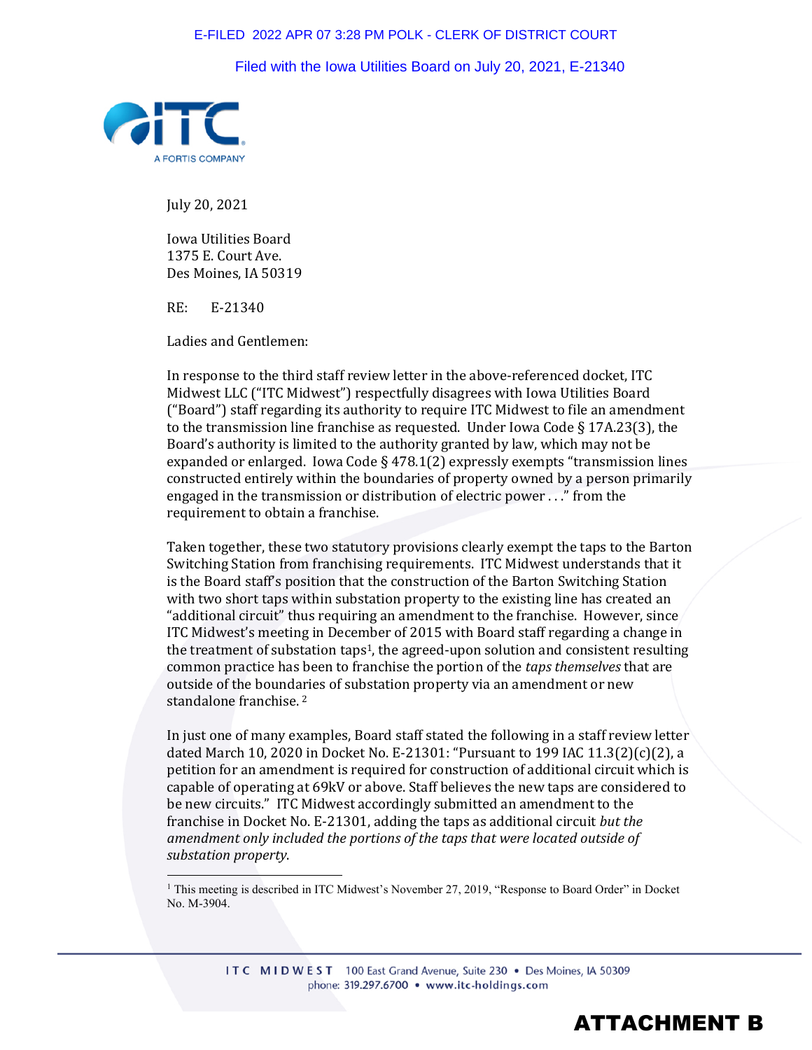E-FILED 2022 APR 07 3:28 PM POLK - CLERK OF DISTRICT COURT

Filed with the Iowa Utilities Board on July 20, 2021, E-21340

ITC A FORTIS COMPANY

July 20, 2021

Iowa Utilities Board
1375 E. Court Ave.
Des Moines, IA 50319

RE: E-21340

Ladies and Gentlemen:

In response to the third staff review letter in the above-referenced docket, ITC Midwest LLC ("ITC Midwest") respectfully disagrees with Iowa Utilities Board ("Board") staff regarding its authority to require ITC Midwest to file an amendment to the transmission line franchise as requested. Under Iowa Code § 17A.23(3), the Board's authority is limited to the authority granted by law, which may not be expanded or enlarged. Iowa Code § 478.1(2) expressly exempts "transmission lines constructed entirely within the boundaries of property owned by a person primarily engaged in the transmission or distribution of electric power . . ." from the requirement to obtain a franchise.

Taken together, these two statutory provisions clearly exempt the taps to the Barton Switching Station from franchising requirements. ITC Midwest understands that it is the Board staff's position that the construction of the Barton Switching Station with two short taps within substation property to the existing line has created an "additional circuit" thus requiring an amendment to the franchise. However, since ITC Midwest's meeting in December of 2015 with Board staff regarding a change in the treatment of substation taps[1], the agreed-upon solution and consistent resulting common practice has been to franchise the portion of the *taps themselves* that are outside of the boundaries of substation property via an amendment or new standalone franchise. [2]

In just one of many examples, Board staff stated the following in a staff review letter dated March 10, 2020 in Docket No. E-21301: "Pursuant to 199 IAC 11.3(2)(c)(2), a petition for an amendment is required for construction of additional circuit which is capable of operating at 69kV or above. Staff believes the new taps are considered to be new circuits." ITC Midwest accordingly submitted an amendment to the franchise in Docket No. E-21301, adding the taps as additional circuit *but the amendment only included the portions of the taps that were located outside of substation property*.

[1] This meeting is described in ITC Midwest's November 27, 2019, "Response to Board Order" in Docket No. M-3904.

ITC MIDWEST 100 East Grand Avenue, Suite 230 • Des Moines, IA 50309
phone: 319.297.6700 • www.itc-holdings.com

**ATTACHMENT B**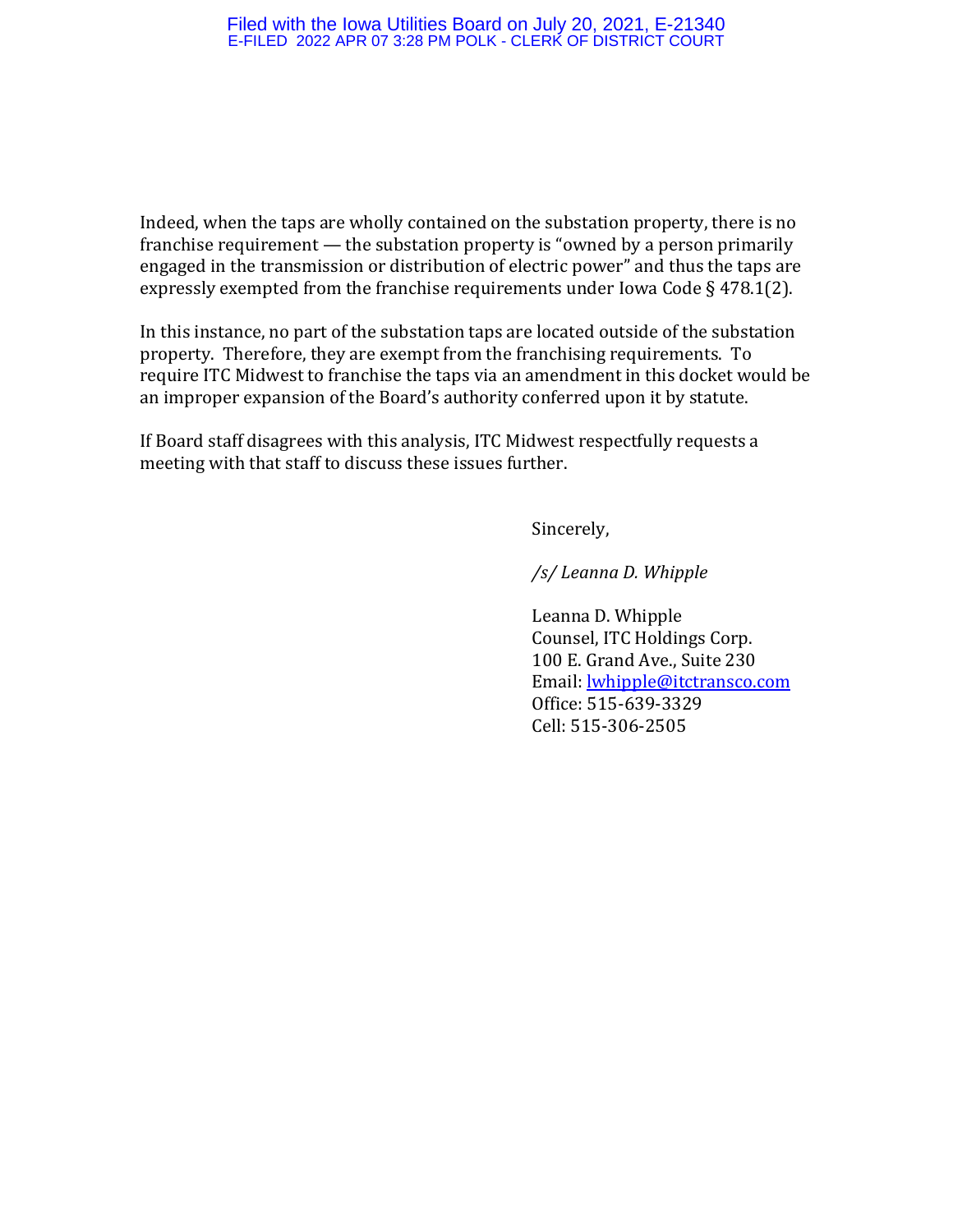Indeed, when the taps are wholly contained on the substation property, there is no franchise requirement — the substation property is “owned by a person primarily engaged in the transmission or distribution of electric power” and thus the taps are expressly exempted from the franchise requirements under Iowa Code § 478.1(2).

In this instance, no part of the substation taps are located outside of the substation property. Therefore, they are exempt from the franchising requirements. To require ITC Midwest to franchise the taps via an amendment in this docket would be an improper expansion of the Board’s authority conferred upon it by statute.

If Board staff disagrees with this analysis, ITC Midwest respectfully requests a meeting with that staff to discuss these issues further.

Sincerely,

*/s/ Leanna D. Whipple*

Leanna D. Whipple
Counsel, ITC Holdings Corp.
100 E. Grand Ave., Suite 230
Email: lwhipple@itctransco.com
Office: 515-639-3329
Cell: 515-306-2505